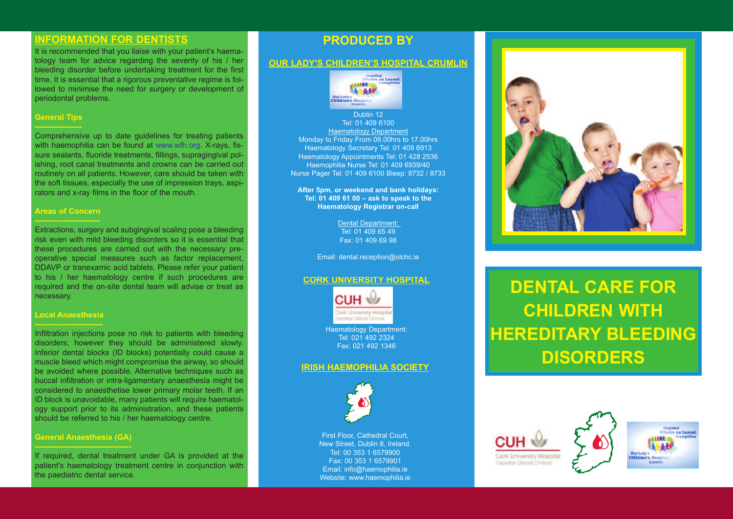## INFORMATION FOR DENTISTS

It is recommended that you liaise with your patient's haematology team for advice regarding the severity of his / her bleeding disorder before undertaking treatment for the first time. It is essential that a rigorous preventative regime is followed to minimise the need for surgery or development of periodontal problems.

### General Tips

Comprehensive up to date guidelines for treating patients with haemophilia can be found at www.wfh.org. X-rays, fissure sealants, fluoride treatments, fillings, supragingival polishing, root canal treatments and crowns can be carried out routinely on all patients. However, care should be taken with the soft tissues, especially the use of impression trays, aspirators and x-ray films in the floor of the mouth.

### Areas of Concern

Extractions, surgery and subgingival scaling pose a bleeding risk even with mild bleeding disorders so it is essential that these procedures are carried out with the necessary preoperative special measures such as factor replacement, DDAVP or tranexamic acid tablets. Please refer your patient to his / her haematology centre if such procedures are required and the on-site dental team will advise or treat as necessary.

### Local Anaesthesia

Infiltration injections pose no risk to patients with bleeding disorders; however they should be administered slowly. Inferior dental blocks (ID blocks) potentially could cause a muscle bleed which might compromise the airway, so should be avoided where possible. Alternative techniques such as buccal infiltration or intra-ligamentary anaesthesia might be considered to anaesthetise lower primary molar teeth. If an ID block is unavoidable, many patients will require haematology support prior to its administration, and these patients should be referred to his / her haematology centre.

### General Anaesthesia (GA)

If required, dental treatment under GA is provided at the patient's haematology treatment centre in conjunction with the paediatric dental service.

## PRODUCED BY

### OUR LADY'S CHILDREN'S HOSPITAL CRUMLIN

Dublin 12
Tel: 01 409 6100
Haematology Department
Monday to Friday From 08.00hrs to 17.00hrs
Haematology Secretary Tel: 01 409 6913
Haematology Appointments Tel: 01 428 2536
Haemophilia Nurse Tel: 01 409 6939/40
Nurse Pager Tel: 01 409 6100 Bleep: 8732 / 8733

**After 5pm, or weekend and bank holidays: Tel: 01 409 61 00 – ask to speak to the Haematology Registrar on-call**

Dental Department:
Tel: 01 409 65 49
Fax: 01 409 69 98

Email: dental.reception@olchc.ie

### CORK UNIVERSITY HOSPITAL

Haematology Department:
Tel: 021 492 2324
Fax: 021 492 1346

### IRISH HAEMOPHILIA SOCIETY

First Floor, Cathedral Court,
New Street, Dublin 8, Ireland.
Tel: 00 353 1 6579900
Fax: 00 353 1 6579901
Email: info@haemophilia.ie
Website: www.haemophilia.ie

# DENTAL CARE FOR CHILDREN WITH HEREDITARY BLEEDING DISORDERS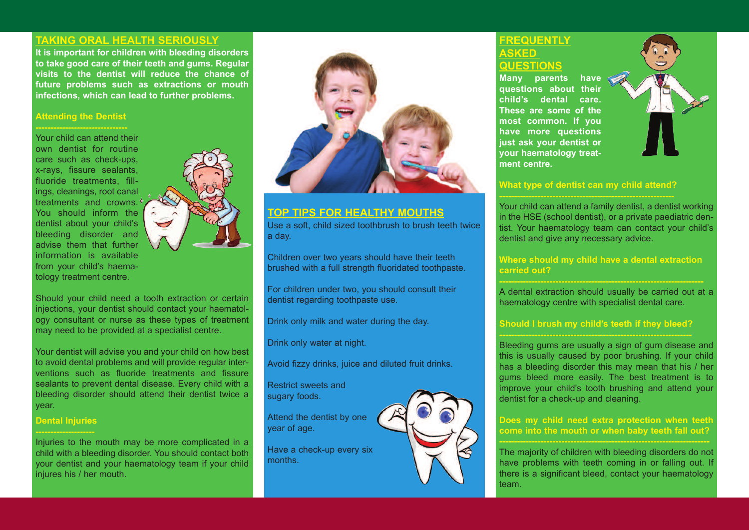## TAKING ORAL HEALTH SERIOUSLY

**It is important for children with bleeding disorders to take good care of their teeth and gums. Regular visits to the dentist will reduce the chance of future problems such as extractions or mouth infections, which can lead to further problems.**

### Attending the Dentist

Your child can attend their own dentist for routine care such as check-ups, x-rays, fissure sealants, fluoride treatments, fillings, cleanings, root canal treatments and crowns. You should inform the dentist about your child's bleeding disorder and advise them that further information is available from your child's haematology treatment centre.

Should your child need a tooth extraction or certain injections, your dentist should contact your haematology consultant or nurse as these types of treatment may need to be provided at a specialist centre.

Your dentist will advise you and your child on how best to avoid dental problems and will provide regular interventions such as fluoride treatments and fissure sealants to prevent dental disease. Every child with a bleeding disorder should attend their dentist twice a year.

### Dental Injuries

Injuries to the mouth may be more complicated in a child with a bleeding disorder. You should contact both your dentist and your haematology team if your child injures his / her mouth.

## TOP TIPS FOR HEALTHY MOUTHS

Use a soft, child sized toothbrush to brush teeth twice a day.

Children over two years should have their teeth brushed with a full strength fluoridated toothpaste.

For children under two, you should consult their dentist regarding toothpaste use.

Drink only milk and water during the day.

Drink only water at night.

Avoid fizzy drinks, juice and diluted fruit drinks.

Restrict sweets and sugary foods.

Attend the dentist by one year of age.

Have a check-up every six months.

## FREQUENTLY ASKED QUESTIONS

**Many parents have questions about their child's dental care. These are some of the most common. If you have more questions just ask your dentist or your haematology treatment centre.**

### What type of dentist can my child attend?

Your child can attend a family dentist, a dentist working in the HSE (school dentist), or a private paediatric dentist. Your haematology team can contact your child's dentist and give any necessary advice.

### Where should my child have a dental extraction carried out?

A dental extraction should usually be carried out at a haematology centre with specialist dental care.

### Should I brush my child's teeth if they bleed?

Bleeding gums are usually a sign of gum disease and this is usually caused by poor brushing. If your child has a bleeding disorder this may mean that his / her gums bleed more easily. The best treatment is to improve your child's tooth brushing and attend your dentist for a check-up and cleaning.

### Does my child need extra protection when teeth come into the mouth or when baby teeth fall out?

The majority of children with bleeding disorders do not have problems with teeth coming in or falling out. If there is a significant bleed, contact your haematology team.